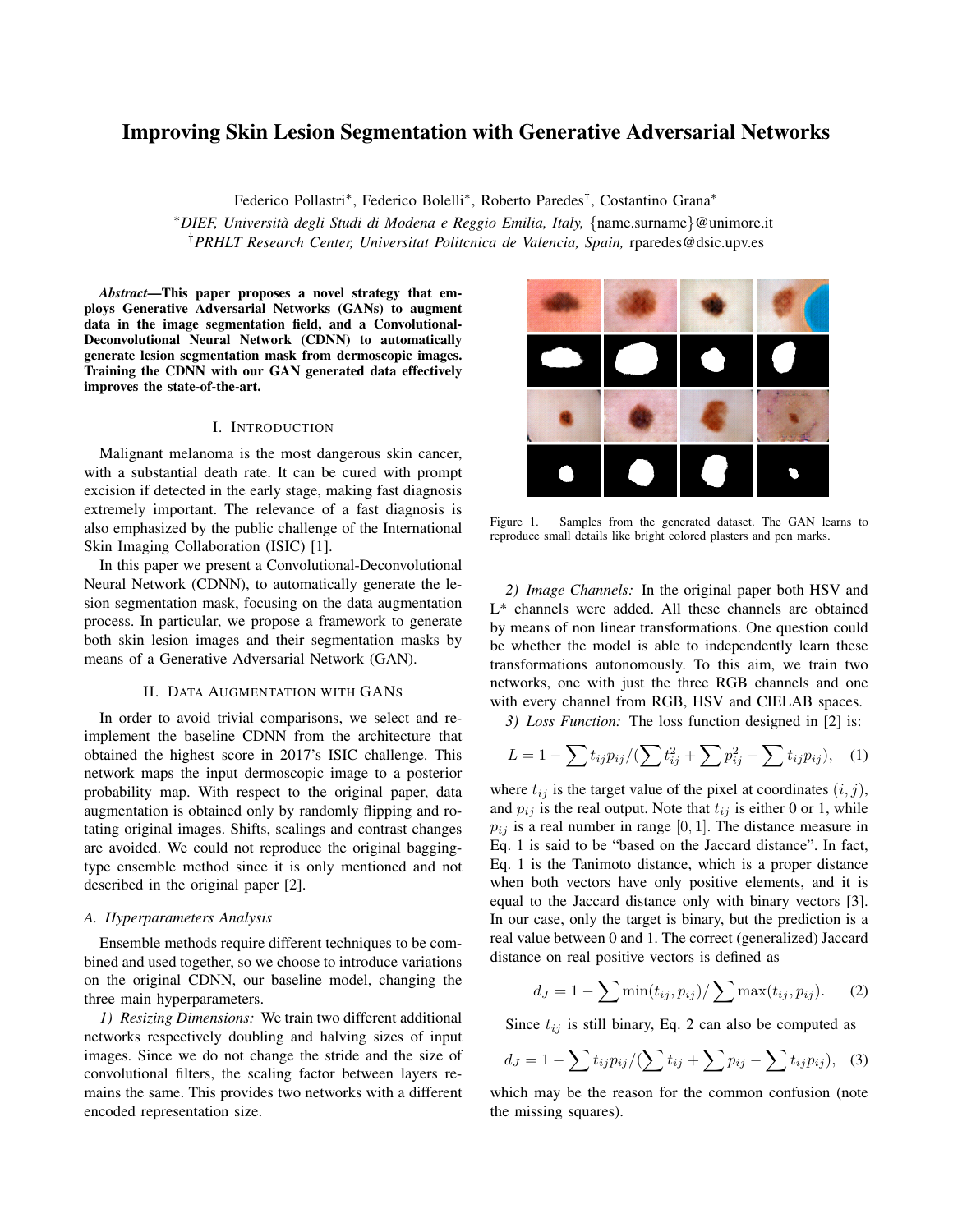# Improving Skin Lesion Segmentation with Generative Adversarial Networks

Federico Pollastri*, Federico Bolelli*, Roberto Paredes†, Costantino Grana*

*DIEF, Università degli Studi di Modena e Reggio Emilia, Italy, {name.surname}@unimore.it

†PRHLT Research Center, Universitat Politcnica de Valencia, Spain, rparedes@dsic.upv.es

***Abstract*—This paper proposes a novel strategy that employs Generative Adversarial Networks (GANs) to augment data in the image segmentation field, and a Convolutional-Deconvolutional Neural Network (CDNN) to automatically generate lesion segmentation mask from dermoscopic images. Training the CDNN with our GAN generated data effectively improves the state-of-the-art.**

## I. Introduction

Malignant melanoma is the most dangerous skin cancer, with a substantial death rate. It can be cured with prompt excision if detected in the early stage, making fast diagnosis extremely important. The relevance of a fast diagnosis is also emphasized by the public challenge of the International Skin Imaging Collaboration (ISIC) [1].

In this paper we present a Convolutional-Deconvolutional Neural Network (CDNN), to automatically generate the lesion segmentation mask, focusing on the data augmentation process. In particular, we propose a framework to generate both skin lesion images and their segmentation masks by means of a Generative Adversarial Network (GAN).

## II. Data Augmentation with GANs

In order to avoid trivial comparisons, we select and re-implement the baseline CDNN from the architecture that obtained the highest score in 2017's ISIC challenge. This network maps the input dermoscopic image to a posterior probability map. With respect to the original paper, data augmentation is obtained only by randomly flipping and rotating original images. Shifts, scalings and contrast changes are avoided. We could not reproduce the original bagging-type ensemble method since it is only mentioned and not described in the original paper [2].

### A. Hyperparameters Analysis

Ensemble methods require different techniques to be combined and used together, so we choose to introduce variations on the original CDNN, our baseline model, changing the three main hyperparameters.

*1) Resizing Dimensions:* We train two different additional networks respectively doubling and halving sizes of input images. Since we do not change the stride and the size of convolutional filters, the scaling factor between layers remains the same. This provides two networks with a different encoded representation size.

Figure 1. Samples from the generated dataset. The GAN learns to reproduce small details like bright colored plasters and pen marks.

*2) Image Channels:* In the original paper both HSV and L* channels were added. All these channels are obtained by means of non linear transformations. One question could be whether the model is able to independently learn these transformations autonomously. To this aim, we train two networks, one with just the three RGB channels and one with every channel from RGB, HSV and CIELAB spaces.

*3) Loss Function:* The loss function designed in [2] is:

$$L = 1 - \sum t_{ij} p_{ij} / (\sum t_{ij}^2 + \sum p_{ij}^2 - \sum t_{ij} p_{ij}), \quad (1)$$

where $t_{ij}$ is the target value of the pixel at coordinates $(i, j)$, and $p_{ij}$ is the real output. Note that $t_{ij}$ is either 0 or 1, while $p_{ij}$ is a real number in range $[0, 1]$. The distance measure in Eq. 1 is said to be "based on the Jaccard distance". In fact, Eq. 1 is the Tanimoto distance, which is a proper distance when both vectors have only positive elements, and it is equal to the Jaccard distance only with binary vectors [3]. In our case, only the target is binary, but the prediction is a real value between 0 and 1. The correct (generalized) Jaccard distance on real positive vectors is defined as

$$d_J = 1 - \sum \min(t_{ij}, p_{ij}) / \sum \max(t_{ij}, p_{ij}). \quad (2)$$

Since $t_{ij}$ is still binary, Eq. 2 can also be computed as

$$d_J = 1 - \sum t_{ij} p_{ij} / (\sum t_{ij} + \sum p_{ij} - \sum t_{ij} p_{ij}), \quad (3)$$

which may be the reason for the common confusion (note the missing squares).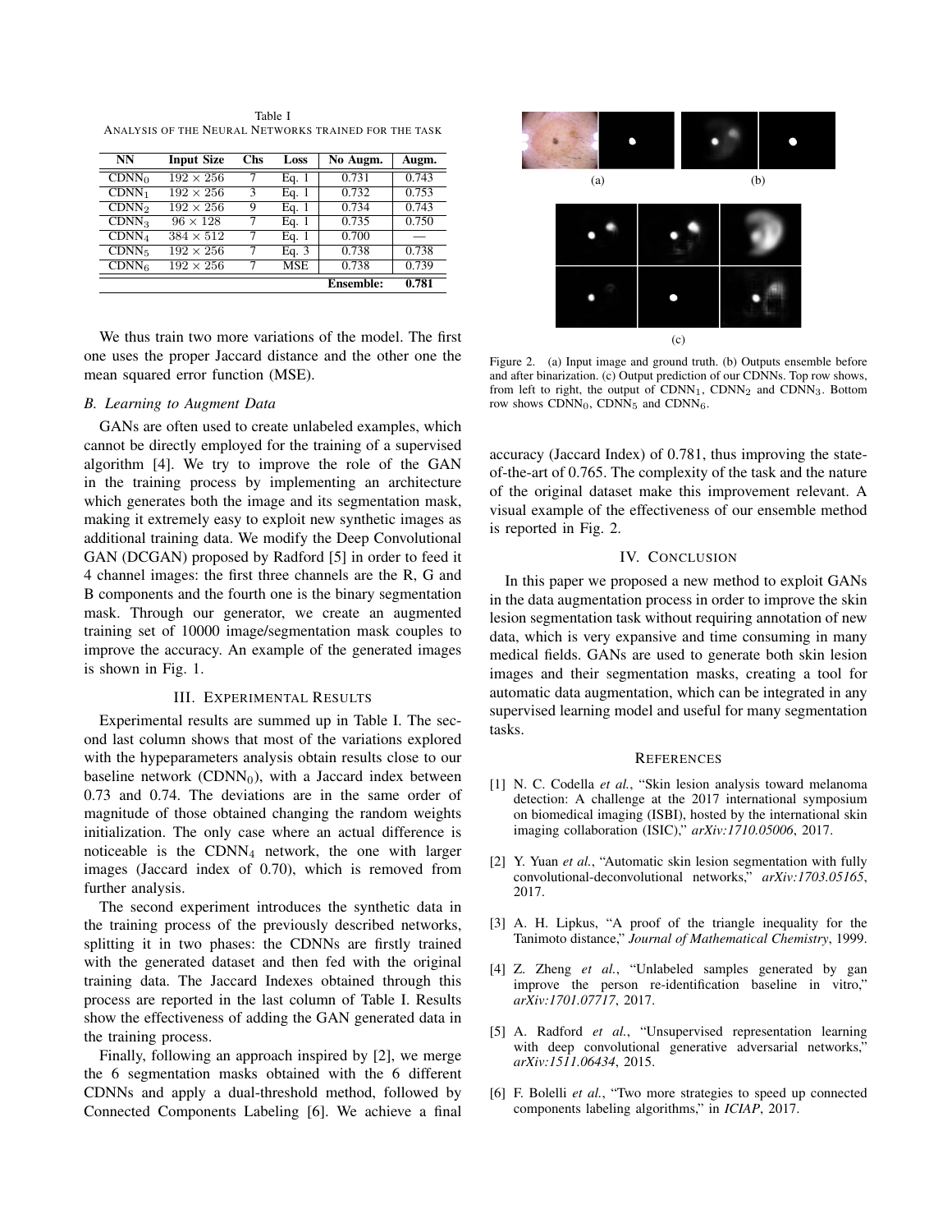Table I
ANALYSIS OF THE NEURAL NETWORKS TRAINED FOR THE TASK

| NN | Input Size | Chs | Loss | No Augm. | Augm. |
|---|---|---|---|---|---|
| $CDNN_0$ | $192 \times 256$ | 7 | Eq. 1 | 0.731 | 0.743 |
| $CDNN_1$ | $192 \times 256$ | 3 | Eq. 1 | 0.732 | 0.753 |
| $CDNN_2$ | $192 \times 256$ | 9 | Eq. 1 | 0.734 | 0.743 |
| $CDNN_3$ | $96 \times 128$ | 7 | Eq. 1 | 0.735 | 0.750 |
| $CDNN_4$ | $384 \times 512$ | 7 | Eq. 1 | 0.700 | — |
| $CDNN_5$ | $192 \times 256$ | 7 | Eq. 3 | 0.738 | 0.738 |
| $CDNN_6$ | $192 \times 256$ | 7 | MSE | 0.738 | 0.739 |
| | | | | **Ensemble:** | **0.781** |

We thus train two more variations of the model. The first one uses the proper Jaccard distance and the other one the mean squared error function (MSE).

### B. Learning to Augment Data

GANs are often used to create unlabeled examples, which cannot be directly employed for the training of a supervised algorithm [4]. We try to improve the role of the GAN in the training process by implementing an architecture which generates both the image and its segmentation mask, making it extremely easy to exploit new synthetic images as additional training data. We modify the Deep Convolutional GAN (DCGAN) proposed by Radford [5] in order to feed it 4 channel images: the first three channels are the R, G and B components and the fourth one is the binary segmentation mask. Through our generator, we create an augmented training set of 10000 image/segmentation mask couples to improve the accuracy. An example of the generated images is shown in Fig. 1.

## III. EXPERIMENTAL RESULTS

Experimental results are summed up in Table I. The second last column shows that most of the variations explored with the hypeparameters analysis obtain results close to our baseline network ($CDNN_0$), with a Jaccard index between 0.73 and 0.74. The deviations are in the same order of magnitude of those obtained changing the random weights initialization. The only case where an actual difference is noticeable is the $CDNN_4$ network, the one with larger images (Jaccard index of 0.70), which is removed from further analysis.

The second experiment introduces the synthetic data in the training process of the previously described networks, splitting it in two phases: the CDNNs are firstly trained with the generated dataset and then fed with the original training data. The Jaccard Indexes obtained through this process are reported in the last column of Table I. Results show the effectiveness of adding the GAN generated data in the training process.

Finally, following an approach inspired by [2], we merge the 6 segmentation masks obtained with the 6 different CDNNs and apply a dual-threshold method, followed by Connected Components Labeling [6]. We achieve a final accuracy (Jaccard Index) of 0.781, thus improving the state-of-the-art of 0.765. The complexity of the task and the nature of the original dataset make this improvement relevant. A visual example of the effectiveness of our ensemble method is reported in Fig. 2.

Figure 2. (a) Input image and ground truth. (b) Outputs ensemble before and after binarization. (c) Output prediction of our CDNNs. Top row shows, from left to right, the output of $CDNN_1$, $CDNN_2$ and $CDNN_3$. Bottom row shows $CDNN_0$, $CDNN_5$ and $CDNN_6$.

## IV. CONCLUSION

In this paper we proposed a new method to exploit GANs in the data augmentation process in order to improve the skin lesion segmentation task without requiring annotation of new data, which is very expansive and time consuming in many medical fields. GANs are used to generate both skin lesion images and their segmentation masks, creating a tool for automatic data augmentation, which can be integrated in any supervised learning model and useful for many segmentation tasks.

## REFERENCES

[1] N. C. Codella *et al.*, "Skin lesion analysis toward melanoma detection: A challenge at the 2017 international symposium on biomedical imaging (ISBI), hosted by the international skin imaging collaboration (ISIC)," *arXiv:1710.05006*, 2017.

[2] Y. Yuan *et al.*, "Automatic skin lesion segmentation with fully convolutional-deconvolutional networks," *arXiv:1703.05165*, 2017.

[3] A. H. Lipkus, "A proof of the triangle inequality for the Tanimoto distance," *Journal of Mathematical Chemistry*, 1999.

[4] Z. Zheng *et al.*, "Unlabeled samples generated by gan improve the person re-identification baseline in vitro," *arXiv:1701.07717*, 2017.

[5] A. Radford *et al.*, "Unsupervised representation learning with deep convolutional generative adversarial networks," *arXiv:1511.06434*, 2015.

[6] F. Bolelli *et al.*, "Two more strategies to speed up connected components labeling algorithms," in *ICIAP*, 2017.